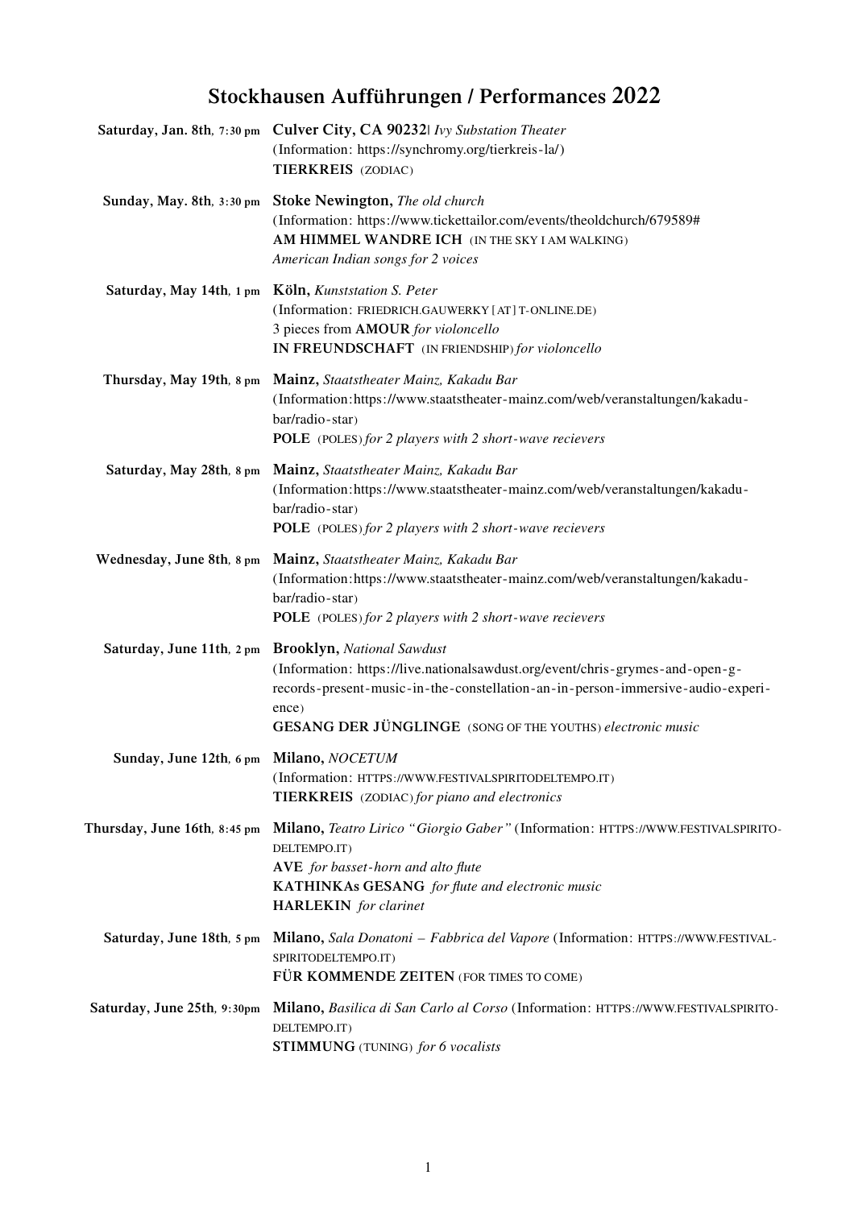# Stockhausen Aufführungen / Performances 2022

**Saturday, Jan. 8th**, 7:30 pm **Culver City, CA 90232**| *Ivy Substation Theater*
(Information: https://synchromy.org/tierkreis-la/)
**TIERKREIS** (ZODIAC)

**Sunday, May. 8th**, 3:30 pm **Stoke Newington,** *The old church*
(Information: https://www.tickettailor.com/events/theoldchurch/679589#
**AM HIMMEL WANDRE ICH** (IN THE SKY I AM WALKING)
*American Indian songs for 2 voices*

**Saturday, May 14th**, 1 pm **Köln,** *Kunststation S. Peter*
(Information: FRIEDRICH.GAUWERKY [AT] T-ONLINE.DE)
3 pieces from **AMOUR** *for violoncello*
**IN FREUNDSCHAFT** (IN FRIENDSHIP) *for violoncello*

**Thursday, May 19th**, 8 pm **Mainz,** *Staatstheater Mainz, Kakadu Bar*
(Information:https://www.staatstheater-mainz.com/web/veranstaltungen/kakadu-bar/radio-star)
**POLE** (POLES) *for 2 players with 2 short-wave recievers*

**Saturday, May 28th**, 8 pm **Mainz,** *Staatstheater Mainz, Kakadu Bar*
(Information:https://www.staatstheater-mainz.com/web/veranstaltungen/kakadu-bar/radio-star)
**POLE** (POLES) *for 2 players with 2 short-wave recievers*

**Wednesday, June 8th**, 8 pm **Mainz,** *Staatstheater Mainz, Kakadu Bar*
(Information:https://www.staatstheater-mainz.com/web/veranstaltungen/kakadu-bar/radio-star)
**POLE** (POLES) *for 2 players with 2 short-wave recievers*

**Saturday, June 11th**, 2 pm **Brooklyn,** *National Sawdust*
(Information: https://live.nationalsawdust.org/event/chris-grymes-and-open-g-records-present-music-in-the-constellation-an-in-person-immersive-audio-experience)
**GESANG DER JÜNGLINGE** (SONG OF THE YOUTHS) *electronic music*

**Sunday, June 12th**, 6 pm **Milano,** *NOCETUM*
(Information: HTTPS://WWW.FESTIVALSPIRITODELTEMPO.IT)
**TIERKREIS** (ZODIAC) *for piano and electronics*

**Thursday, June 16th**, 8:45 pm **Milano,** *Teatro Lirico "Giorgio Gaber"* (Information: HTTPS://WWW.FESTIVALSPIRITODELTEMPO.IT)
**AVE** *for basset-horn and alto flute*
**KATHINKAs GESANG** *for flute and electronic music*
**HARLEKIN** *for clarinet*

**Saturday, June 18th**, 5 pm **Milano,** *Sala Donatoni – Fabbrica del Vapore* (Information: HTTPS://WWW.FESTIVALSPIRITODELTEMPO.IT)
**FÜR KOMMENDE ZEITEN** (FOR TIMES TO COME)

**Saturday, June 25th**, 9:30pm **Milano,** *Basilica di San Carlo al Corso* (Information: HTTPS://WWW.FESTIVALSPIRITODELTEMPO.IT)
**STIMMUNG** (TUNING) *for 6 vocalists*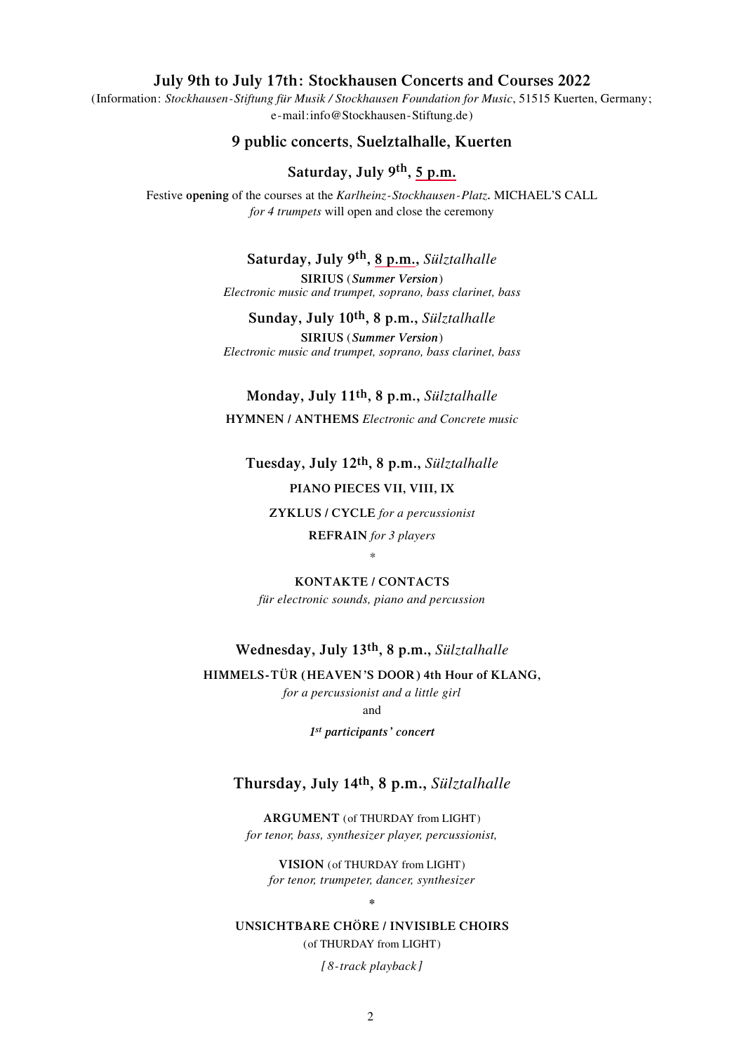## July 9th to July 17th: Stockhausen Concerts and Courses 2022

(Information: *Stockhausen-Stiftung für Musik / Stockhausen Foundation for Music*, 51515 Kuerten, Germany; e-mail:info@Stockhausen-Stiftung.de)

### 9 public concerts, Suelztalhalle, Kuerten

### Saturday, July 9th, 5 p.m.

Festive **opening** of the courses at the *Karlheinz-Stockhausen-Platz***.** MICHAEL'S CALL *for 4 trumpets* will open and close the ceremony

### Saturday, July 9th, 8 p.m., *Sülztalhalle*

**SIRIUS** (***Summer Version***)
*Electronic music and trumpet, soprano, bass clarinet, bass*

### Sunday, July 10th, 8 p.m., *Sülztalhalle*

**SIRIUS** (***Summer Version***)
*Electronic music and trumpet, soprano, bass clarinet, bass*

### Monday, July 11th, 8 p.m., *Sülztalhalle*

**HYMNEN / ANTHEMS** *Electronic and Concrete music*

### Tuesday, July 12th, 8 p.m., *Sülztalhalle*

**PIANO PIECES VII, VIII, IX**

**ZYKLUS / CYCLE** *for a percussionist*

**REFRAIN** *for 3 players*

*

**KONTAKTE / CONTACTS**
*für electronic sounds, piano and percussion*

### Wednesday, July 13th, 8 p.m., *Sülztalhalle*

**HIMMELS-TÜR (HEAVEN'S DOOR) 4th Hour of KLANG,**
*for a percussionist and a little girl*
and
***1st participants' concert***

### Thursday, July 14th, 8 p.m., *Sülztalhalle*

**ARGUMENT** (of THURDAY from LIGHT)
*for tenor, bass, synthesizer player, percussionist,*

**VISION** (of THURDAY from LIGHT)
*for tenor, trumpeter, dancer, synthesizer*

*

**UNSICHTBARE CHÖRE / INVISIBLE CHOIRS**
(of THURDAY from LIGHT)
*[8-track playback]*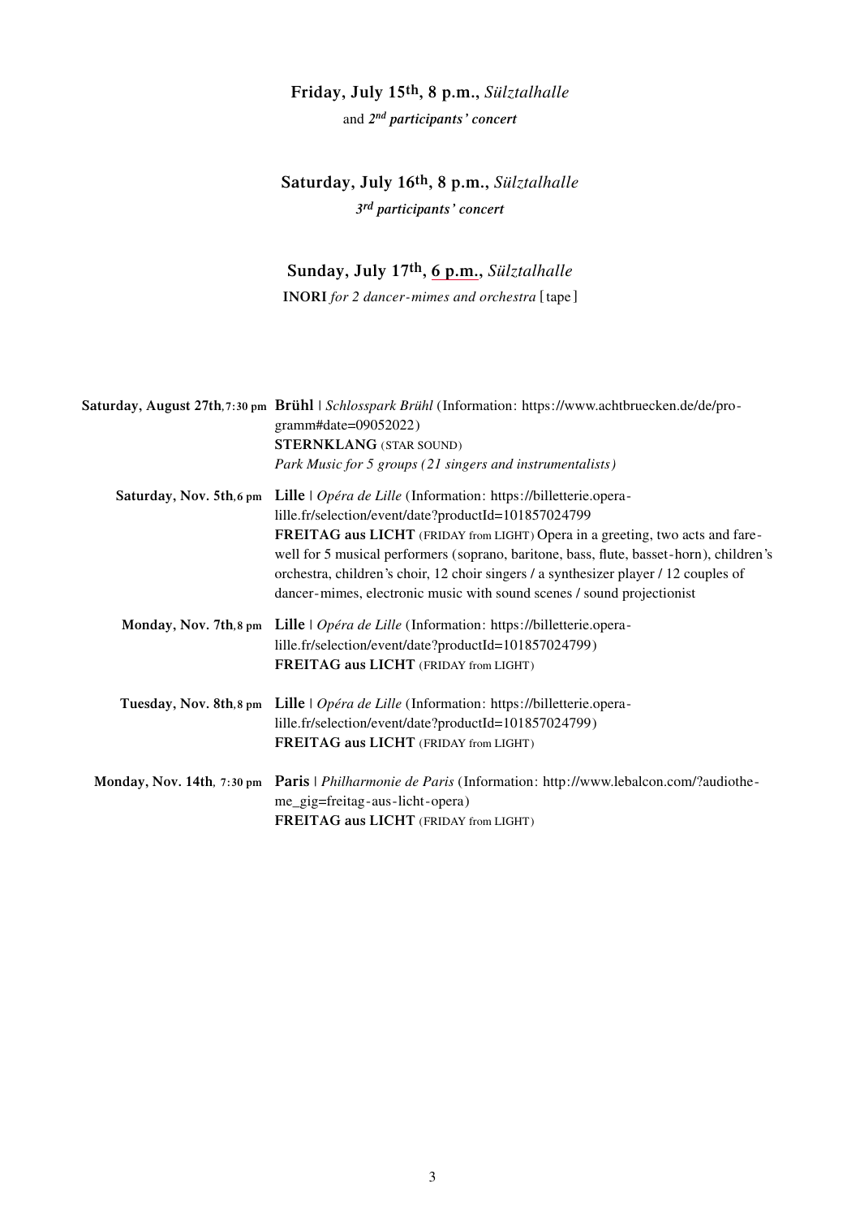**Friday, July 15th, 8 p.m.,** *Sülztalhalle*

and ***2nd participants' concert***

**Saturday, July 16th, 8 p.m.,** *Sülztalhalle*

***3rd participants' concert***

**Sunday, July 17th, 6 p.m.,** *Sülztalhalle*

**INORI** *for 2 dancer-mimes and orchestra* [tape]

| | |
|---|---|
| **Saturday, August 27th, 7:30 pm** | **Brühl** \| *Schlosspark Brühl* (Information: https://www.achtbruecken.de/de/programm#date=09052022)<br>**STERNKLANG** (STAR SOUND)<br>*Park Music for 5 groups (21 singers and instrumentalists)* |
| **Saturday, Nov. 5th, 6 pm** | **Lille** \| *Opéra de Lille* (Information: https://billetterie.opera-lille.fr/selection/event/date?productId=101857024799<br>**FREITAG aus LICHT** (FRIDAY from LIGHT) Opera in a greeting, two acts and farewell for 5 musical performers (soprano, baritone, bass, flute, basset-horn), children's orchestra, children's choir, 12 choir singers / a synthesizer player / 12 couples of dancer-mimes, electronic music with sound scenes / sound projectionist |
| **Monday, Nov. 7th, 8 pm** | **Lille** \| *Opéra de Lille* (Information: https://billetterie.opera-lille.fr/selection/event/date?productId=101857024799)<br>**FREITAG aus LICHT** (FRIDAY from LIGHT) |
| **Tuesday, Nov. 8th, 8 pm** | **Lille** \| *Opéra de Lille* (Information: https://billetterie.opera-lille.fr/selection/event/date?productId=101857024799)<br>**FREITAG aus LICHT** (FRIDAY from LIGHT) |
| **Monday, Nov. 14th, 7:30 pm** | **Paris** \| *Philharmonie de Paris* (Information: http://www.lebalcon.com/?audiotheme_gig=freitag-aus-licht-opera)<br>**FREITAG aus LICHT** (FRIDAY from LIGHT) |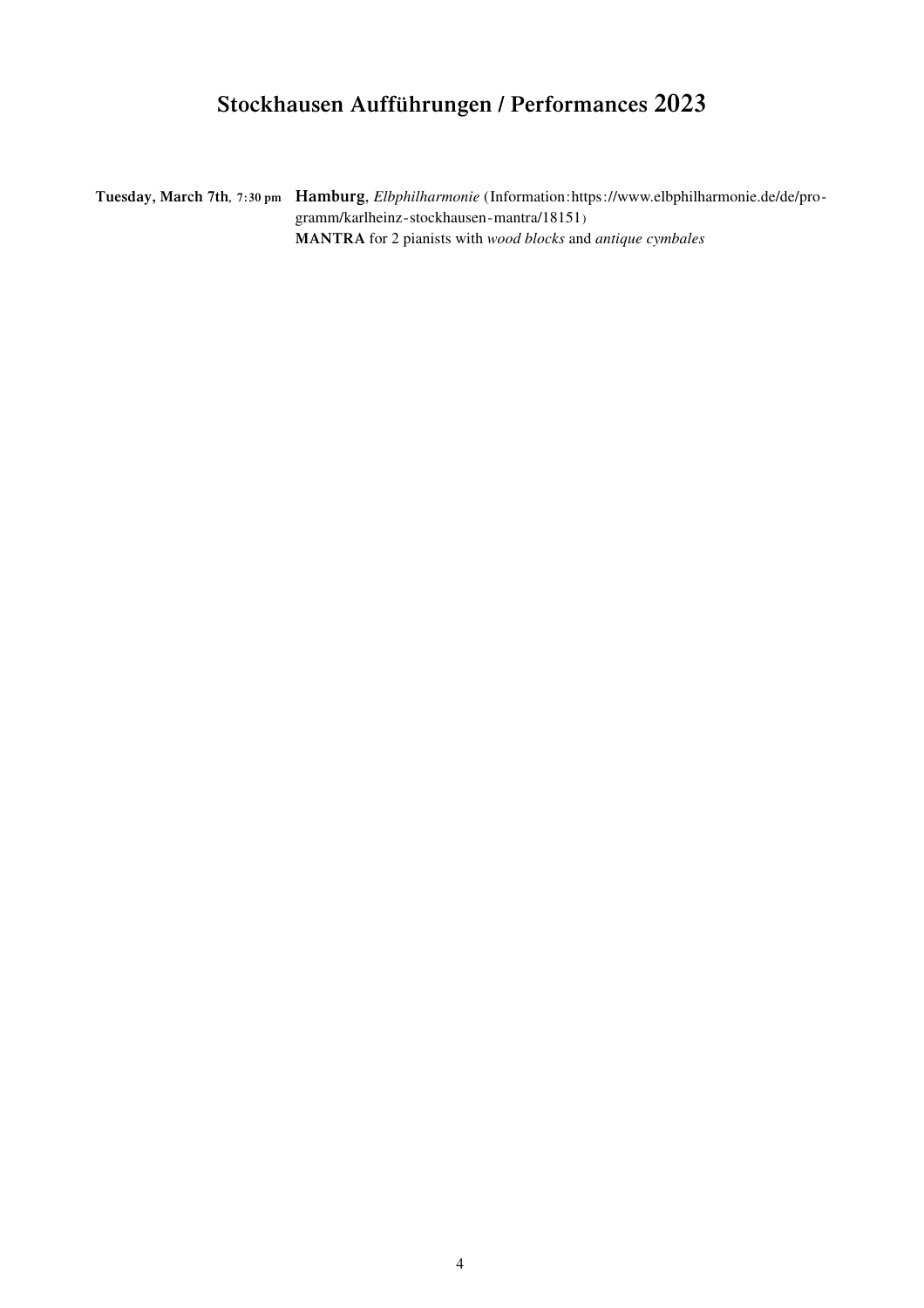# Stockhausen Aufführungen / Performances 2023

**Tuesday, March 7th**, 7:30 pm **Hamburg**, *Elbphilharmonie* (Information:https://www.elbphilharmonie.de/de/programm/karlheinz-stockhausen-mantra/18151)
**MANTRA** for 2 pianists with *wood blocks* and *antique cymbales*